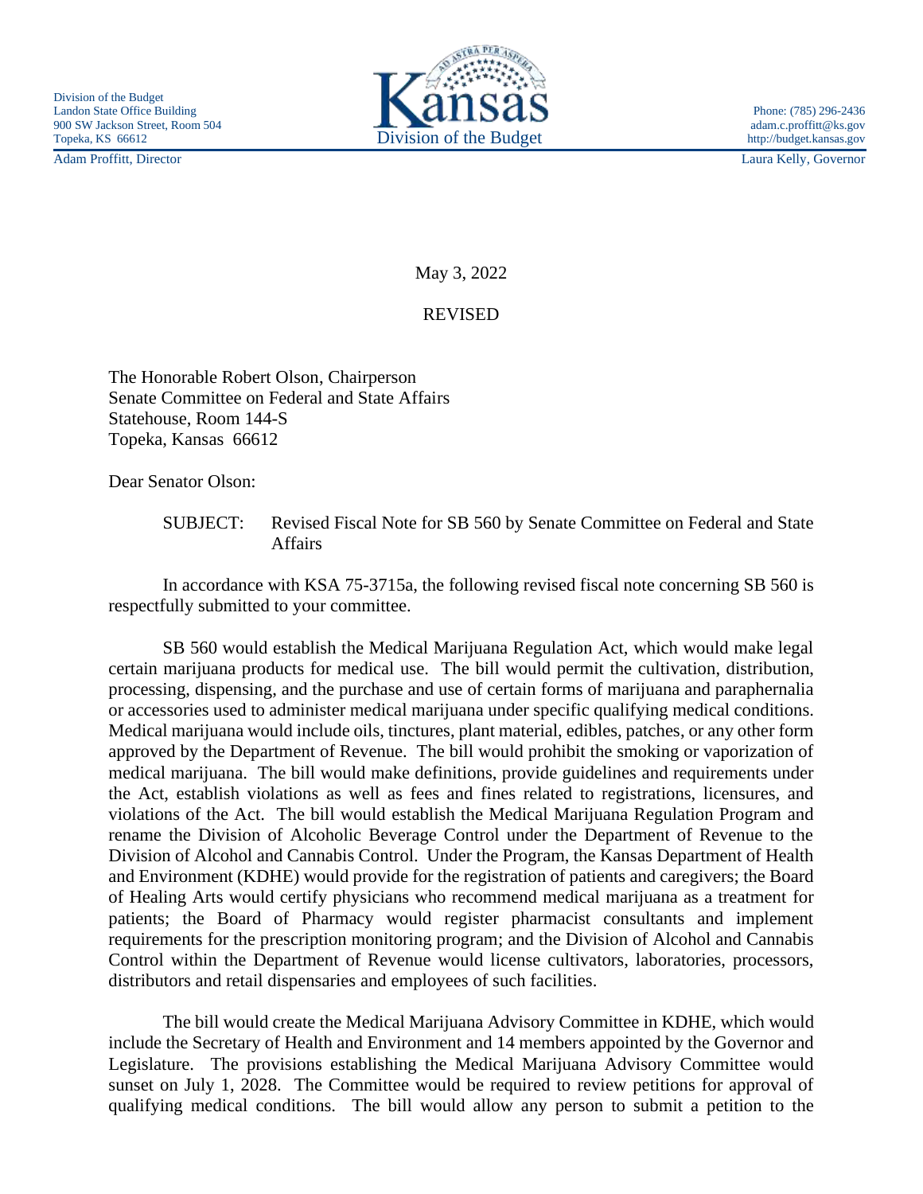Division of the Budget
Landon State Office Building
900 SW Jackson Street, Room 504
Topeka, KS 66612
Adam Proffitt, Director

Kansas
Division of the Budget

Phone: (785) 296-2436
adam.c.proffitt@ks.gov
http://budget.kansas.gov
Laura Kelly, Governor

May 3, 2022

REVISED

The Honorable Robert Olson, Chairperson
Senate Committee on Federal and State Affairs
Statehouse, Room 144-S
Topeka, Kansas 66612

Dear Senator Olson:

SUBJECT: Revised Fiscal Note for SB 560 by Senate Committee on Federal and State Affairs

In accordance with KSA 75-3715a, the following revised fiscal note concerning SB 560 is respectfully submitted to your committee.

SB 560 would establish the Medical Marijuana Regulation Act, which would make legal certain marijuana products for medical use. The bill would permit the cultivation, distribution, processing, dispensing, and the purchase and use of certain forms of marijuana and paraphernalia or accessories used to administer medical marijuana under specific qualifying medical conditions. Medical marijuana would include oils, tinctures, plant material, edibles, patches, or any other form approved by the Department of Revenue. The bill would prohibit the smoking or vaporization of medical marijuana. The bill would make definitions, provide guidelines and requirements under the Act, establish violations as well as fees and fines related to registrations, licensures, and violations of the Act. The bill would establish the Medical Marijuana Regulation Program and rename the Division of Alcoholic Beverage Control under the Department of Revenue to the Division of Alcohol and Cannabis Control. Under the Program, the Kansas Department of Health and Environment (KDHE) would provide for the registration of patients and caregivers; the Board of Healing Arts would certify physicians who recommend medical marijuana as a treatment for patients; the Board of Pharmacy would register pharmacist consultants and implement requirements for the prescription monitoring program; and the Division of Alcohol and Cannabis Control within the Department of Revenue would license cultivators, laboratories, processors, distributors and retail dispensaries and employees of such facilities.

The bill would create the Medical Marijuana Advisory Committee in KDHE, which would include the Secretary of Health and Environment and 14 members appointed by the Governor and Legislature. The provisions establishing the Medical Marijuana Advisory Committee would sunset on July 1, 2028. The Committee would be required to review petitions for approval of qualifying medical conditions. The bill would allow any person to submit a petition to the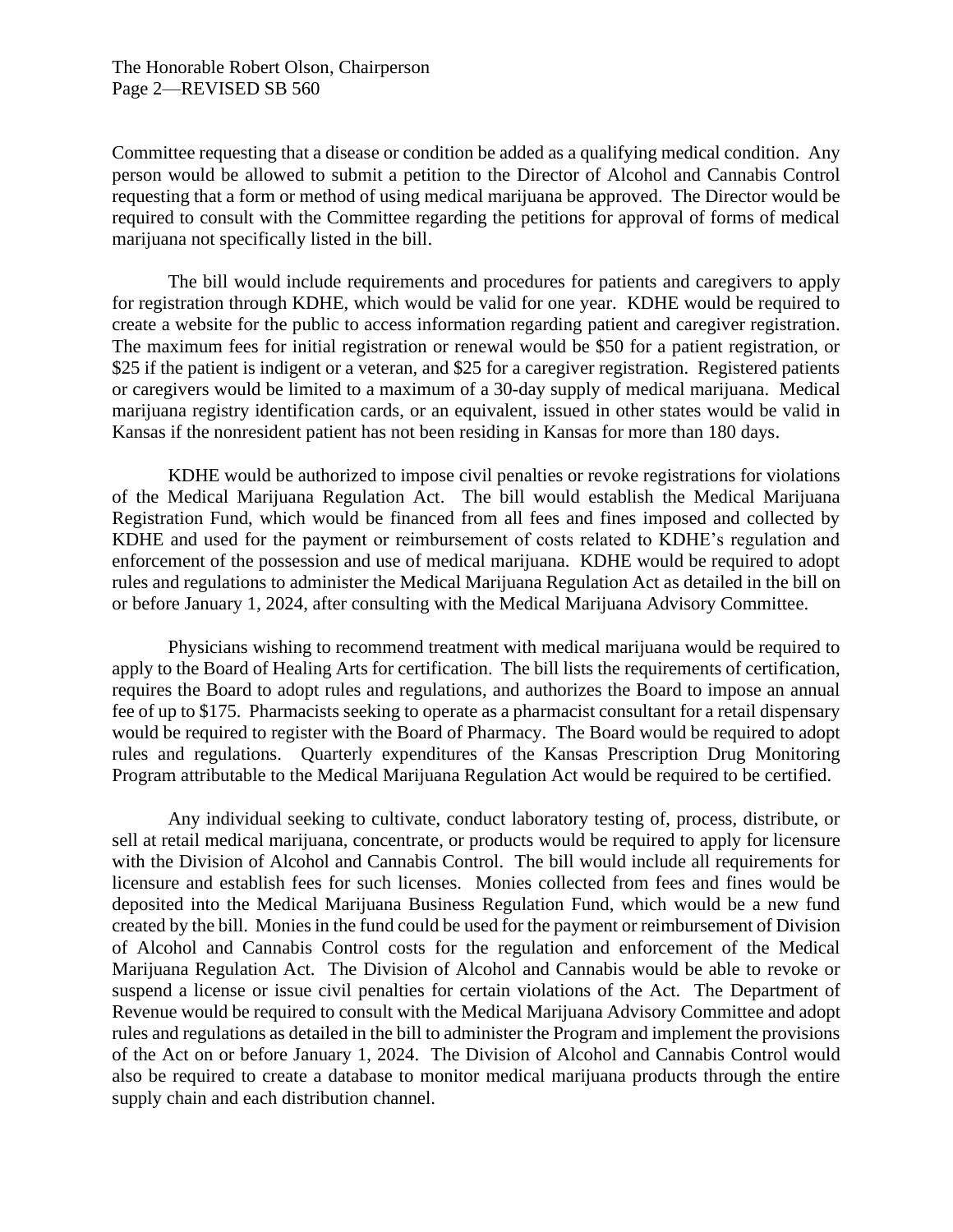Committee requesting that a disease or condition be added as a qualifying medical condition. Any person would be allowed to submit a petition to the Director of Alcohol and Cannabis Control requesting that a form or method of using medical marijuana be approved. The Director would be required to consult with the Committee regarding the petitions for approval of forms of medical marijuana not specifically listed in the bill.

The bill would include requirements and procedures for patients and caregivers to apply for registration through KDHE, which would be valid for one year. KDHE would be required to create a website for the public to access information regarding patient and caregiver registration. The maximum fees for initial registration or renewal would be $50 for a patient registration, or $25 if the patient is indigent or a veteran, and $25 for a caregiver registration. Registered patients or caregivers would be limited to a maximum of a 30-day supply of medical marijuana. Medical marijuana registry identification cards, or an equivalent, issued in other states would be valid in Kansas if the nonresident patient has not been residing in Kansas for more than 180 days.

KDHE would be authorized to impose civil penalties or revoke registrations for violations of the Medical Marijuana Regulation Act. The bill would establish the Medical Marijuana Registration Fund, which would be financed from all fees and fines imposed and collected by KDHE and used for the payment or reimbursement of costs related to KDHE's regulation and enforcement of the possession and use of medical marijuana. KDHE would be required to adopt rules and regulations to administer the Medical Marijuana Regulation Act as detailed in the bill on or before January 1, 2024, after consulting with the Medical Marijuana Advisory Committee.

Physicians wishing to recommend treatment with medical marijuana would be required to apply to the Board of Healing Arts for certification. The bill lists the requirements of certification, requires the Board to adopt rules and regulations, and authorizes the Board to impose an annual fee of up to $175. Pharmacists seeking to operate as a pharmacist consultant for a retail dispensary would be required to register with the Board of Pharmacy. The Board would be required to adopt rules and regulations. Quarterly expenditures of the Kansas Prescription Drug Monitoring Program attributable to the Medical Marijuana Regulation Act would be required to be certified.

Any individual seeking to cultivate, conduct laboratory testing of, process, distribute, or sell at retail medical marijuana, concentrate, or products would be required to apply for licensure with the Division of Alcohol and Cannabis Control. The bill would include all requirements for licensure and establish fees for such licenses. Monies collected from fees and fines would be deposited into the Medical Marijuana Business Regulation Fund, which would be a new fund created by the bill. Monies in the fund could be used for the payment or reimbursement of Division of Alcohol and Cannabis Control costs for the regulation and enforcement of the Medical Marijuana Regulation Act. The Division of Alcohol and Cannabis would be able to revoke or suspend a license or issue civil penalties for certain violations of the Act. The Department of Revenue would be required to consult with the Medical Marijuana Advisory Committee and adopt rules and regulations as detailed in the bill to administer the Program and implement the provisions of the Act on or before January 1, 2024. The Division of Alcohol and Cannabis Control would also be required to create a database to monitor medical marijuana products through the entire supply chain and each distribution channel.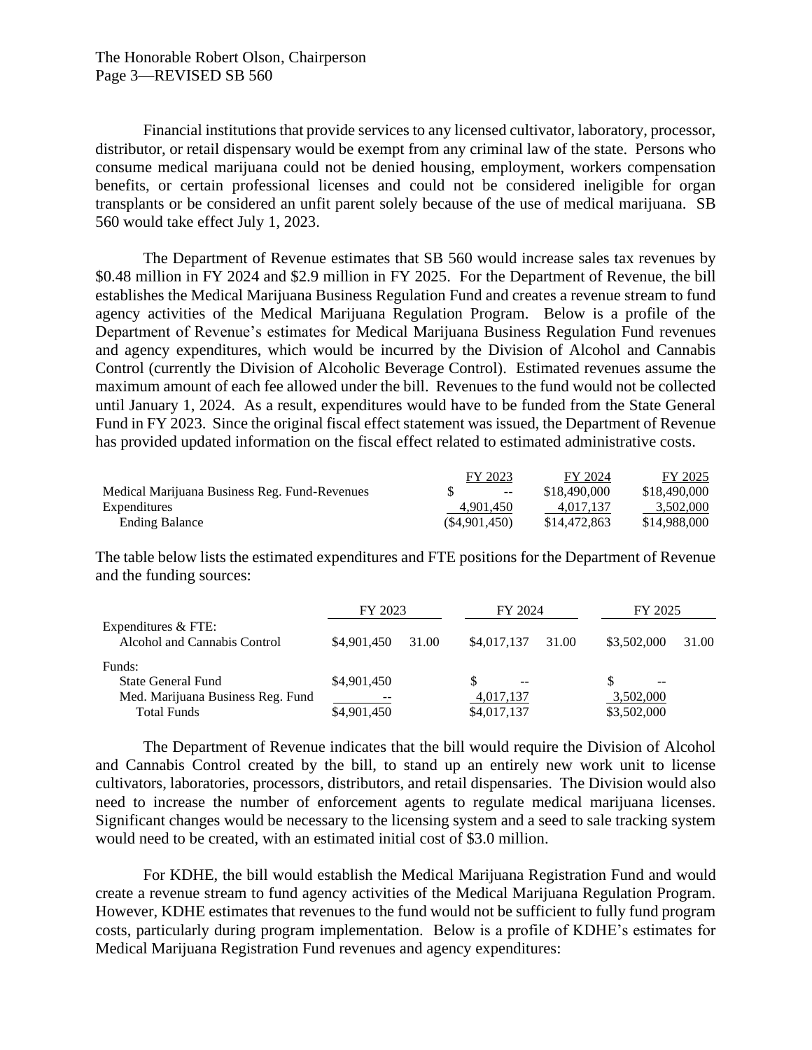Financial institutions that provide services to any licensed cultivator, laboratory, processor, distributor, or retail dispensary would be exempt from any criminal law of the state. Persons who consume medical marijuana could not be denied housing, employment, workers compensation benefits, or certain professional licenses and could not be considered ineligible for organ transplants or be considered an unfit parent solely because of the use of medical marijuana. SB 560 would take effect July 1, 2023.

The Department of Revenue estimates that SB 560 would increase sales tax revenues by $0.48 million in FY 2024 and $2.9 million in FY 2025. For the Department of Revenue, the bill establishes the Medical Marijuana Business Regulation Fund and creates a revenue stream to fund agency activities of the Medical Marijuana Regulation Program. Below is a profile of the Department of Revenue's estimates for Medical Marijuana Business Regulation Fund revenues and agency expenditures, which would be incurred by the Division of Alcohol and Cannabis Control (currently the Division of Alcoholic Beverage Control). Estimated revenues assume the maximum amount of each fee allowed under the bill. Revenues to the fund would not be collected until January 1, 2024. As a result, expenditures would have to be funded from the State General Fund in FY 2023. Since the original fiscal effect statement was issued, the Department of Revenue has provided updated information on the fiscal effect related to estimated administrative costs.

| | FY 2023 | FY 2024 | FY 2025 |
|---|---|---|---|
| Medical Marijuana Business Reg. Fund-Revenues | $ -- | $18,490,000 | $18,490,000 |
| Expenditures | 4,901,450 | 4,017,137 | 3,502,000 |
| Ending Balance | ($4,901,450) | $14,472,863 | $14,988,000 |

The table below lists the estimated expenditures and FTE positions for the Department of Revenue and the funding sources:

| | FY 2023 | | FY 2024 | | FY 2025 | |
|---|---|---|---|---|---|---|
| Expenditures & FTE: | | | | | | |
| Alcohol and Cannabis Control | $4,901,450 | 31.00 | $4,017,137 | 31.00 | $3,502,000 | 31.00 |
| Funds: | | | | | | |
| State General Fund | $4,901,450 | | $ -- | | $ -- | |
| Med. Marijuana Business Reg. Fund | -- | | 4,017,137 | | 3,502,000 | |
| Total Funds | $4,901,450 | | $4,017,137 | | $3,502,000 | |

The Department of Revenue indicates that the bill would require the Division of Alcohol and Cannabis Control created by the bill, to stand up an entirely new work unit to license cultivators, laboratories, processors, distributors, and retail dispensaries. The Division would also need to increase the number of enforcement agents to regulate medical marijuana licenses. Significant changes would be necessary to the licensing system and a seed to sale tracking system would need to be created, with an estimated initial cost of $3.0 million.

For KDHE, the bill would establish the Medical Marijuana Registration Fund and would create a revenue stream to fund agency activities of the Medical Marijuana Regulation Program. However, KDHE estimates that revenues to the fund would not be sufficient to fully fund program costs, particularly during program implementation. Below is a profile of KDHE's estimates for Medical Marijuana Registration Fund revenues and agency expenditures: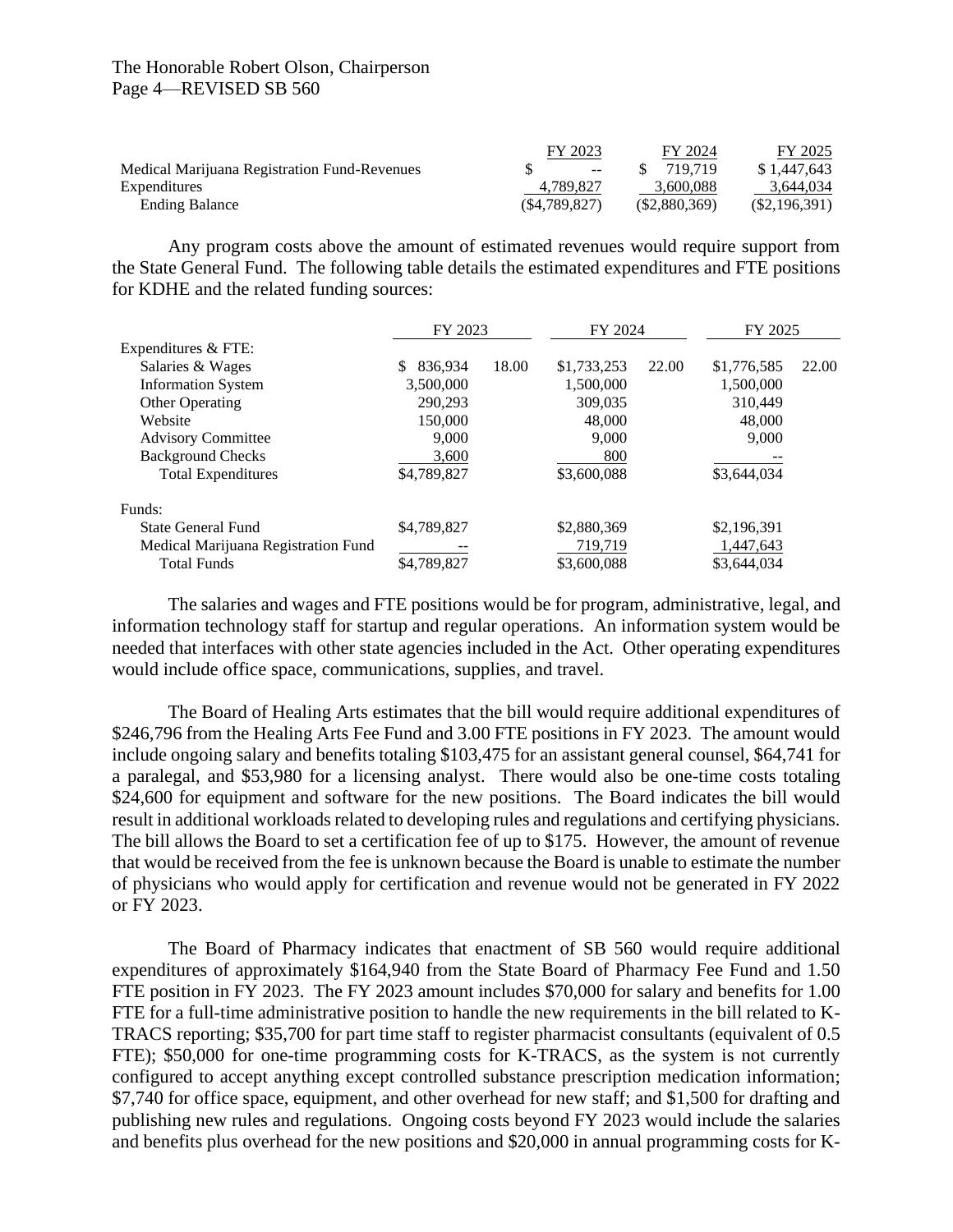| | FY 2023 | FY 2024 | FY 2025 |
|---|---|---|---|
| Medical Marijuana Registration Fund-Revenues | $ -- | $ 719,719 | $ 1,447,643 |
| Expenditures | 4,789,827 | 3,600,088 | 3,644,034 |
| Ending Balance | ($4,789,827) | ($2,880,369) | ($2,196,391) |

Any program costs above the amount of estimated revenues would require support from the State General Fund. The following table details the estimated expenditures and FTE positions for KDHE and the related funding sources:

| | FY 2023 | | FY 2024 | | FY 2025 | |
|---|---|---|---|---|---|---|
| Expenditures & FTE: | | | | | | |
| Salaries & Wages | $ 836,934 | 18.00 | $1,733,253 | 22.00 | $1,776,585 | 22.00 |
| Information System | 3,500,000 | | 1,500,000 | | 1,500,000 | |
| Other Operating | 290,293 | | 309,035 | | 310,449 | |
| Website | 150,000 | | 48,000 | | 48,000 | |
| Advisory Committee | 9,000 | | 9,000 | | 9,000 | |
| Background Checks | 3,600 | | 800 | | -- | |
| Total Expenditures | $4,789,827 | | $3,600,088 | | $3,644,034 | |
| Funds: | | | | | | |
| State General Fund | $4,789,827 | | $2,880,369 | | $2,196,391 | |
| Medical Marijuana Registration Fund | -- | | 719,719 | | 1,447,643 | |
| Total Funds | $4,789,827 | | $3,600,088 | | $3,644,034 | |

The salaries and wages and FTE positions would be for program, administrative, legal, and information technology staff for startup and regular operations. An information system would be needed that interfaces with other state agencies included in the Act. Other operating expenditures would include office space, communications, supplies, and travel.

The Board of Healing Arts estimates that the bill would require additional expenditures of $246,796 from the Healing Arts Fee Fund and 3.00 FTE positions in FY 2023. The amount would include ongoing salary and benefits totaling $103,475 for an assistant general counsel, $64,741 for a paralegal, and $53,980 for a licensing analyst. There would also be one-time costs totaling $24,600 for equipment and software for the new positions. The Board indicates the bill would result in additional workloads related to developing rules and regulations and certifying physicians. The bill allows the Board to set a certification fee of up to $175. However, the amount of revenue that would be received from the fee is unknown because the Board is unable to estimate the number of physicians who would apply for certification and revenue would not be generated in FY 2022 or FY 2023.

The Board of Pharmacy indicates that enactment of SB 560 would require additional expenditures of approximately $164,940 from the State Board of Pharmacy Fee Fund and 1.50 FTE position in FY 2023. The FY 2023 amount includes $70,000 for salary and benefits for 1.00 FTE for a full-time administrative position to handle the new requirements in the bill related to K-TRACS reporting; $35,700 for part time staff to register pharmacist consultants (equivalent of 0.5 FTE); $50,000 for one-time programming costs for K-TRACS, as the system is not currently configured to accept anything except controlled substance prescription medication information; $7,740 for office space, equipment, and other overhead for new staff; and $1,500 for drafting and publishing new rules and regulations. Ongoing costs beyond FY 2023 would include the salaries and benefits plus overhead for the new positions and $20,000 in annual programming costs for K-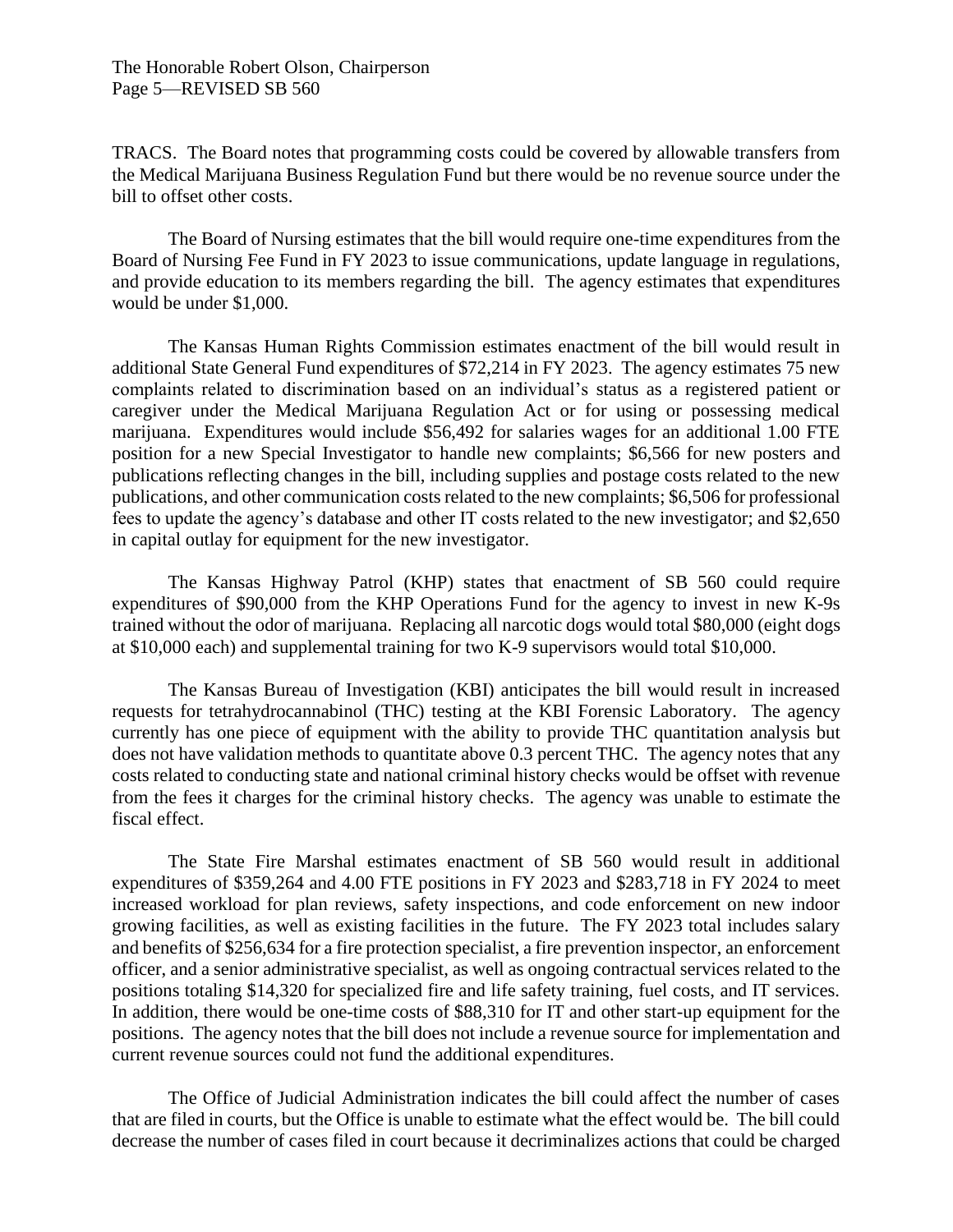TRACS. The Board notes that programming costs could be covered by allowable transfers from the Medical Marijuana Business Regulation Fund but there would be no revenue source under the bill to offset other costs.

The Board of Nursing estimates that the bill would require one-time expenditures from the Board of Nursing Fee Fund in FY 2023 to issue communications, update language in regulations, and provide education to its members regarding the bill. The agency estimates that expenditures would be under $1,000.

The Kansas Human Rights Commission estimates enactment of the bill would result in additional State General Fund expenditures of $72,214 in FY 2023. The agency estimates 75 new complaints related to discrimination based on an individual's status as a registered patient or caregiver under the Medical Marijuana Regulation Act or for using or possessing medical marijuana. Expenditures would include $56,492 for salaries wages for an additional 1.00 FTE position for a new Special Investigator to handle new complaints; $6,566 for new posters and publications reflecting changes in the bill, including supplies and postage costs related to the new publications, and other communication costs related to the new complaints; $6,506 for professional fees to update the agency's database and other IT costs related to the new investigator; and $2,650 in capital outlay for equipment for the new investigator.

The Kansas Highway Patrol (KHP) states that enactment of SB 560 could require expenditures of $90,000 from the KHP Operations Fund for the agency to invest in new K-9s trained without the odor of marijuana. Replacing all narcotic dogs would total $80,000 (eight dogs at $10,000 each) and supplemental training for two K-9 supervisors would total $10,000.

The Kansas Bureau of Investigation (KBI) anticipates the bill would result in increased requests for tetrahydrocannabinol (THC) testing at the KBI Forensic Laboratory. The agency currently has one piece of equipment with the ability to provide THC quantitation analysis but does not have validation methods to quantitate above 0.3 percent THC. The agency notes that any costs related to conducting state and national criminal history checks would be offset with revenue from the fees it charges for the criminal history checks. The agency was unable to estimate the fiscal effect.

The State Fire Marshal estimates enactment of SB 560 would result in additional expenditures of $359,264 and 4.00 FTE positions in FY 2023 and $283,718 in FY 2024 to meet increased workload for plan reviews, safety inspections, and code enforcement on new indoor growing facilities, as well as existing facilities in the future. The FY 2023 total includes salary and benefits of $256,634 for a fire protection specialist, a fire prevention inspector, an enforcement officer, and a senior administrative specialist, as well as ongoing contractual services related to the positions totaling $14,320 for specialized fire and life safety training, fuel costs, and IT services. In addition, there would be one-time costs of $88,310 for IT and other start-up equipment for the positions. The agency notes that the bill does not include a revenue source for implementation and current revenue sources could not fund the additional expenditures.

The Office of Judicial Administration indicates the bill could affect the number of cases that are filed in courts, but the Office is unable to estimate what the effect would be. The bill could decrease the number of cases filed in court because it decriminalizes actions that could be charged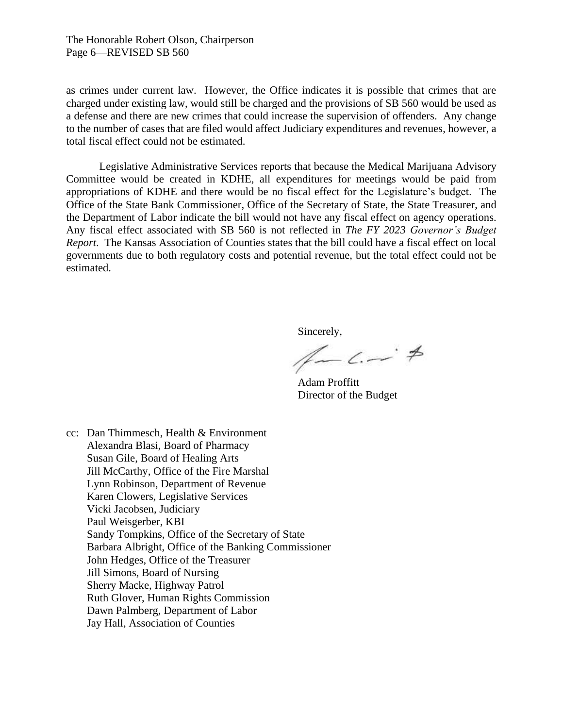as crimes under current law. However, the Office indicates it is possible that crimes that are charged under existing law, would still be charged and the provisions of SB 560 would be used as a defense and there are new crimes that could increase the supervision of offenders. Any change to the number of cases that are filed would affect Judiciary expenditures and revenues, however, a total fiscal effect could not be estimated.

Legislative Administrative Services reports that because the Medical Marijuana Advisory Committee would be created in KDHE, all expenditures for meetings would be paid from appropriations of KDHE and there would be no fiscal effect for the Legislature's budget. The Office of the State Bank Commissioner, Office of the Secretary of State, the State Treasurer, and the Department of Labor indicate the bill would not have any fiscal effect on agency operations. Any fiscal effect associated with SB 560 is not reflected in *The FY 2023 Governor's Budget Report*. The Kansas Association of Counties states that the bill could have a fiscal effect on local governments due to both regulatory costs and potential revenue, but the total effect could not be estimated.

Sincerely,

Adam Proffitt
Director of the Budget

cc: Dan Thimmesch, Health & Environment
Alexandra Blasi, Board of Pharmacy
Susan Gile, Board of Healing Arts
Jill McCarthy, Office of the Fire Marshal
Lynn Robinson, Department of Revenue
Karen Clowers, Legislative Services
Vicki Jacobsen, Judiciary
Paul Weisgerber, KBI
Sandy Tompkins, Office of the Secretary of State
Barbara Albright, Office of the Banking Commissioner
John Hedges, Office of the Treasurer
Jill Simons, Board of Nursing
Sherry Macke, Highway Patrol
Ruth Glover, Human Rights Commission
Dawn Palmberg, Department of Labor
Jay Hall, Association of Counties